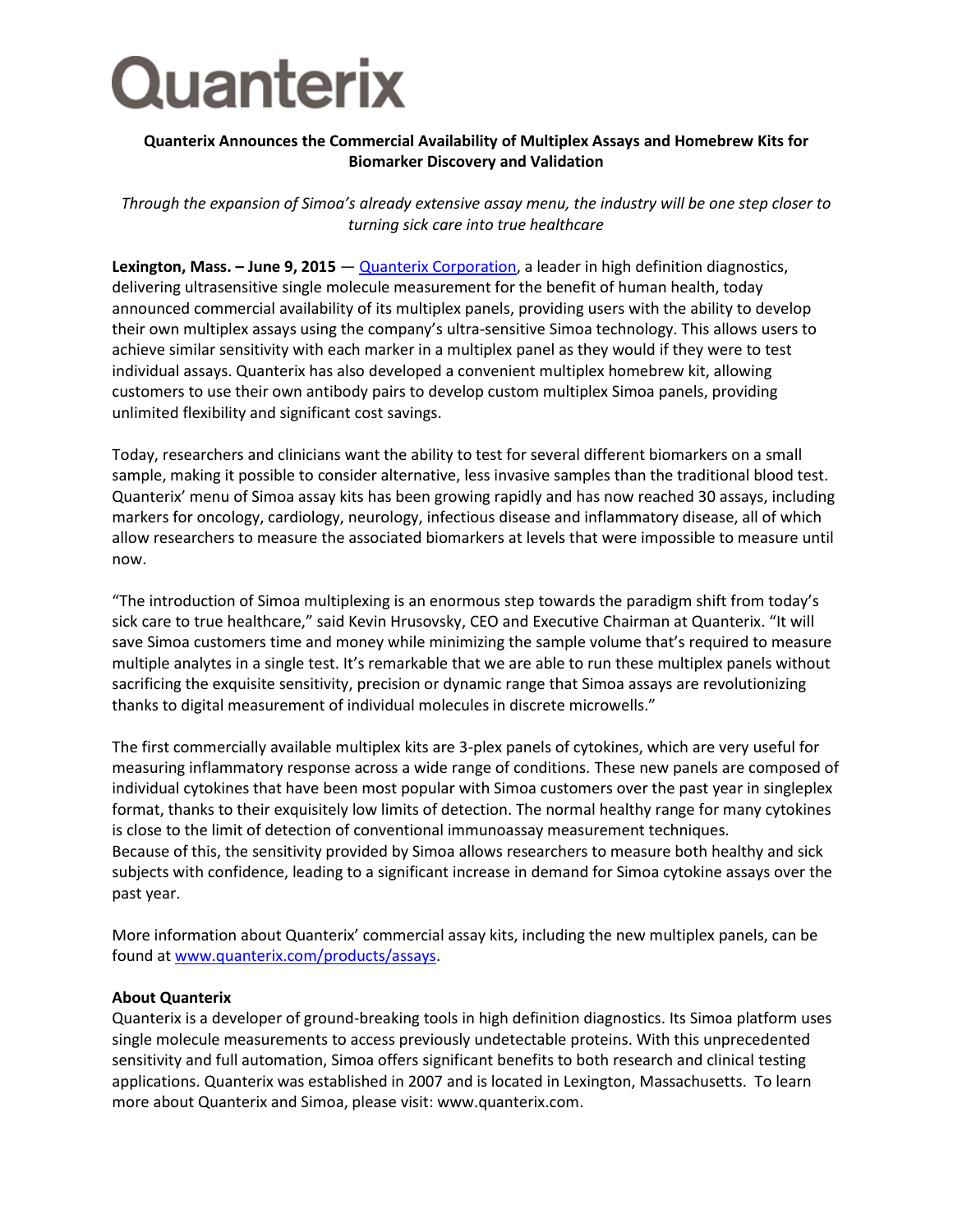# Quanterix

**Quanterix Announces the Commercial Availability of Multiplex Assays and Homebrew Kits for Biomarker Discovery and Validation**

*Through the expansion of Simoa's already extensive assay menu, the industry will be one step closer to turning sick care into true healthcare*

**Lexington, Mass. – June 9, 2015** — Quanterix Corporation, a leader in high definition diagnostics, delivering ultrasensitive single molecule measurement for the benefit of human health, today announced commercial availability of its multiplex panels, providing users with the ability to develop their own multiplex assays using the company's ultra-sensitive Simoa technology. This allows users to achieve similar sensitivity with each marker in a multiplex panel as they would if they were to test individual assays. Quanterix has also developed a convenient multiplex homebrew kit, allowing customers to use their own antibody pairs to develop custom multiplex Simoa panels, providing unlimited flexibility and significant cost savings.

Today, researchers and clinicians want the ability to test for several different biomarkers on a small sample, making it possible to consider alternative, less invasive samples than the traditional blood test. Quanterix' menu of Simoa assay kits has been growing rapidly and has now reached 30 assays, including markers for oncology, cardiology, neurology, infectious disease and inflammatory disease, all of which allow researchers to measure the associated biomarkers at levels that were impossible to measure until now.

"The introduction of Simoa multiplexing is an enormous step towards the paradigm shift from today's sick care to true healthcare," said Kevin Hrusovsky, CEO and Executive Chairman at Quanterix. "It will save Simoa customers time and money while minimizing the sample volume that's required to measure multiple analytes in a single test. It's remarkable that we are able to run these multiplex panels without sacrificing the exquisite sensitivity, precision or dynamic range that Simoa assays are revolutionizing thanks to digital measurement of individual molecules in discrete microwells."

The first commercially available multiplex kits are 3-plex panels of cytokines, which are very useful for measuring inflammatory response across a wide range of conditions. These new panels are composed of individual cytokines that have been most popular with Simoa customers over the past year in singleplex format, thanks to their exquisitely low limits of detection. The normal healthy range for many cytokines is close to the limit of detection of conventional immunoassay measurement techniques.
Because of this, the sensitivity provided by Simoa allows researchers to measure both healthy and sick subjects with confidence, leading to a significant increase in demand for Simoa cytokine assays over the past year.

More information about Quanterix' commercial assay kits, including the new multiplex panels, can be found at www.quanterix.com/products/assays.

**About Quanterix**

Quanterix is a developer of ground-breaking tools in high definition diagnostics. Its Simoa platform uses single molecule measurements to access previously undetectable proteins. With this unprecedented sensitivity and full automation, Simoa offers significant benefits to both research and clinical testing applications. Quanterix was established in 2007 and is located in Lexington, Massachusetts. To learn more about Quanterix and Simoa, please visit: www.quanterix.com.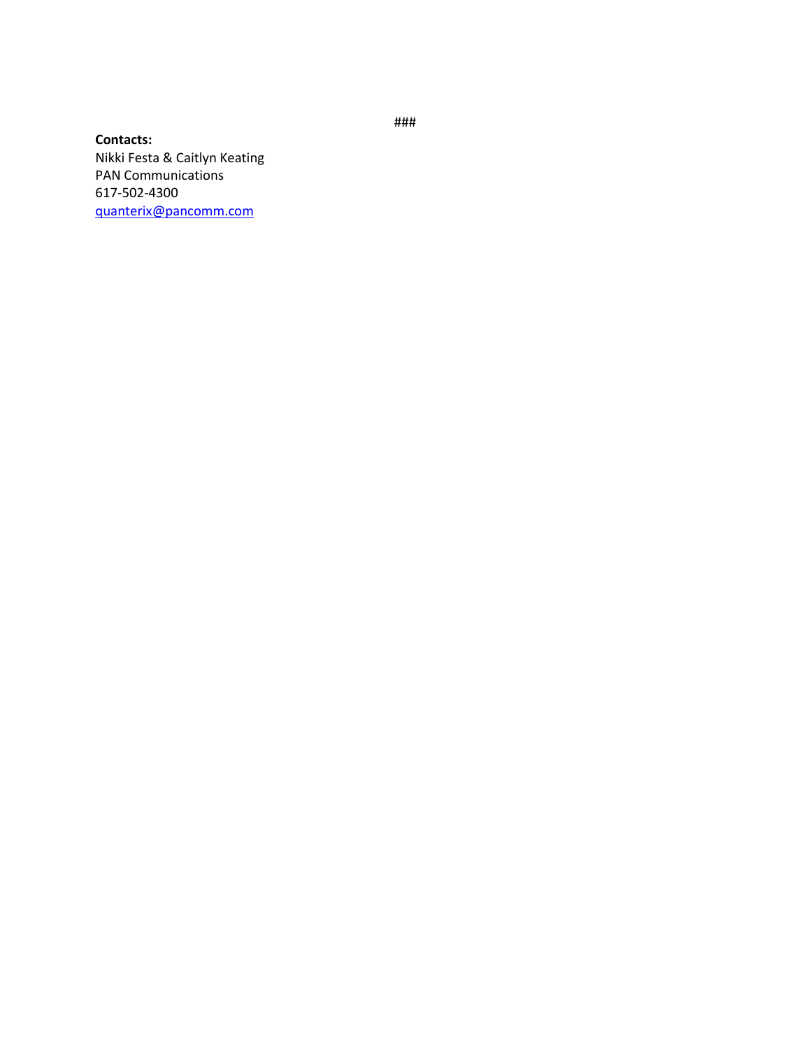###

**Contacts:**
Nikki Festa & Caitlyn Keating
PAN Communications
617-502-4300
quanterix@pancomm.com